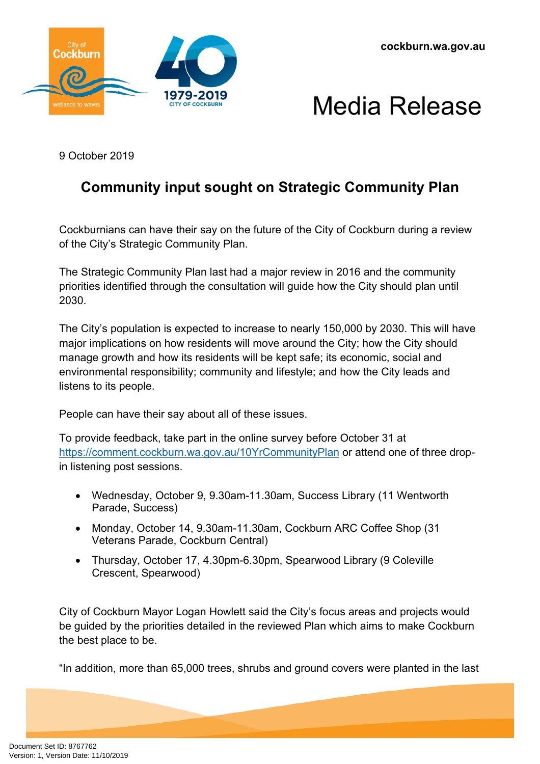cockburn.wa.gov.au

# Media Release

9 October 2019

## Community input sought on Strategic Community Plan

Cockburnians can have their say on the future of the City of Cockburn during a review of the City's Strategic Community Plan.

The Strategic Community Plan last had a major review in 2016 and the community priorities identified through the consultation will guide how the City should plan until 2030.

The City's population is expected to increase to nearly 150,000 by 2030. This will have major implications on how residents will move around the City; how the City should manage growth and how its residents will be kept safe; its economic, social and environmental responsibility; community and lifestyle; and how the City leads and listens to its people.

People can have their say about all of these issues.

To provide feedback, take part in the online survey before October 31 at https://comment.cockburn.wa.gov.au/10YrCommunityPlan or attend one of three drop-in listening post sessions.

- Wednesday, October 9, 9.30am-11.30am, Success Library (11 Wentworth Parade, Success)
- Monday, October 14, 9.30am-11.30am, Cockburn ARC Coffee Shop (31 Veterans Parade, Cockburn Central)
- Thursday, October 17, 4.30pm-6.30pm, Spearwood Library (9 Coleville Crescent, Spearwood)

City of Cockburn Mayor Logan Howlett said the City's focus areas and projects would be guided by the priorities detailed in the reviewed Plan which aims to make Cockburn the best place to be.

"In addition, more than 65,000 trees, shrubs and ground covers were planted in the last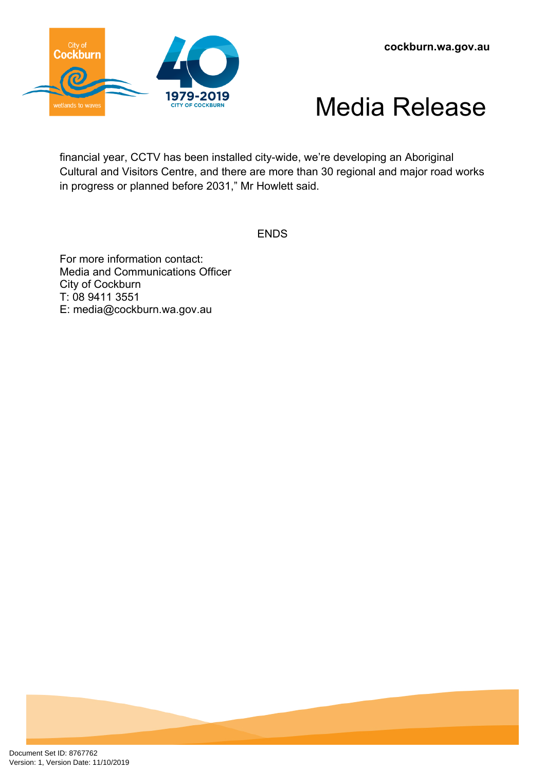financial year, CCTV has been installed city-wide, we're developing an Aboriginal Cultural and Visitors Centre, and there are more than 30 regional and major road works in progress or planned before 2031," Mr Howlett said.

ENDS

For more information contact:
Media and Communications Officer
City of Cockburn
T: 08 9411 3551
E: media@cockburn.wa.gov.au